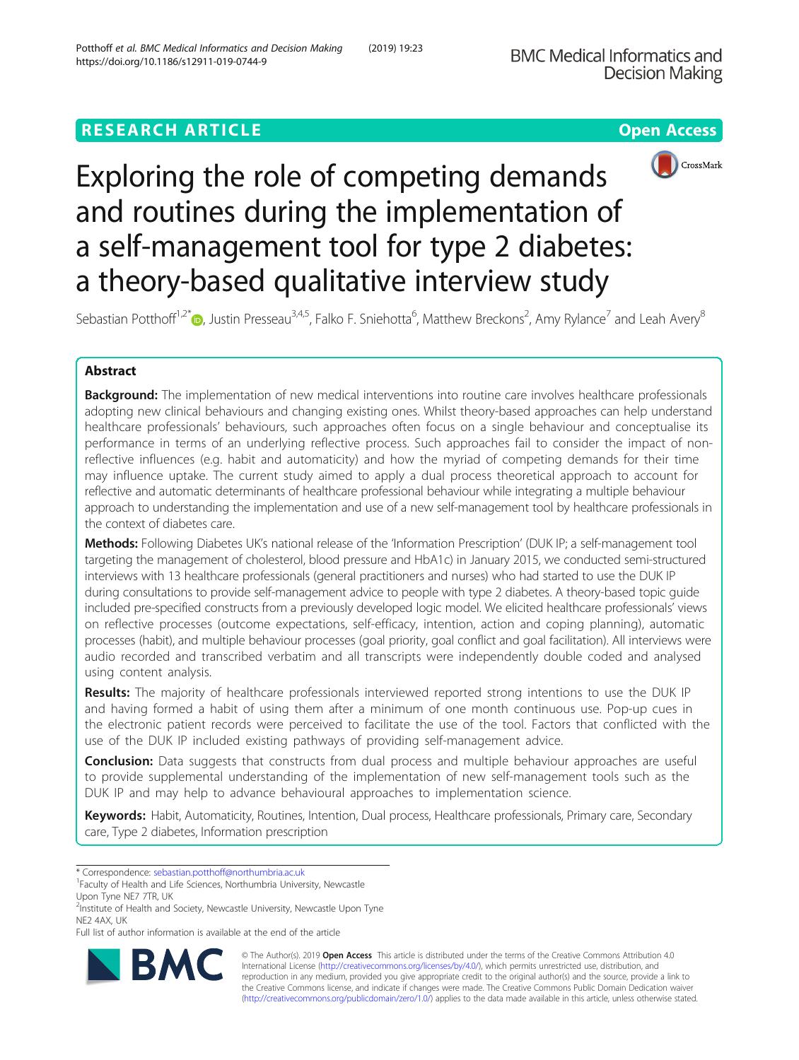RESEARCH ARTICLE

Open Access

# Exploring the role of competing demands and routines during the implementation of a self-management tool for type 2 diabetes: a theory-based qualitative interview study

Sebastian Potthoff[1,2*], Justin Presseau[3,4,5], Falko F. Sniehotta[6], Matthew Breckons[2], Amy Rylance[7] and Leah Avery[8]

## Abstract

**Background:** The implementation of new medical interventions into routine care involves healthcare professionals adopting new clinical behaviours and changing existing ones. Whilst theory-based approaches can help understand healthcare professionals' behaviours, such approaches often focus on a single behaviour and conceptualise its performance in terms of an underlying reflective process. Such approaches fail to consider the impact of non-reflective influences (e.g. habit and automaticity) and how the myriad of competing demands for their time may influence uptake. The current study aimed to apply a dual process theoretical approach to account for reflective and automatic determinants of healthcare professional behaviour while integrating a multiple behaviour approach to understanding the implementation and use of a new self-management tool by healthcare professionals in the context of diabetes care.

**Methods:** Following Diabetes UK's national release of the 'Information Prescription' (DUK IP; a self-management tool targeting the management of cholesterol, blood pressure and HbA1c) in January 2015, we conducted semi-structured interviews with 13 healthcare professionals (general practitioners and nurses) who had started to use the DUK IP during consultations to provide self-management advice to people with type 2 diabetes. A theory-based topic guide included pre-specified constructs from a previously developed logic model. We elicited healthcare professionals' views on reflective processes (outcome expectations, self-efficacy, intention, action and coping planning), automatic processes (habit), and multiple behaviour processes (goal priority, goal conflict and goal facilitation). All interviews were audio recorded and transcribed verbatim and all transcripts were independently double coded and analysed using content analysis.

**Results:** The majority of healthcare professionals interviewed reported strong intentions to use the DUK IP and having formed a habit of using them after a minimum of one month continuous use. Pop-up cues in the electronic patient records were perceived to facilitate the use of the tool. Factors that conflicted with the use of the DUK IP included existing pathways of providing self-management advice.

**Conclusion:** Data suggests that constructs from dual process and multiple behaviour approaches are useful to provide supplemental understanding of the implementation of new self-management tools such as the DUK IP and may help to advance behavioural approaches to implementation science.

**Keywords:** Habit, Automaticity, Routines, Intention, Dual process, Healthcare professionals, Primary care, Secondary care, Type 2 diabetes, Information prescription

\* Correspondence: sebastian.potthoff@northumbria.ac.uk

[1]Faculty of Health and Life Sciences, Northumbria University, Newcastle Upon Tyne NE7 7TR, UK

[2]Institute of Health and Society, Newcastle University, Newcastle Upon Tyne NE2 4AX, UK

Full list of author information is available at the end of the article

© The Author(s). 2019 **Open Access** This article is distributed under the terms of the Creative Commons Attribution 4.0 International License (http://creativecommons.org/licenses/by/4.0/), which permits unrestricted use, distribution, and reproduction in any medium, provided you give appropriate credit to the original author(s) and the source, provide a link to the Creative Commons license, and indicate if changes were made. The Creative Commons Public Domain Dedication waiver (http://creativecommons.org/publicdomain/zero/1.0/) applies to the data made available in this article, unless otherwise stated.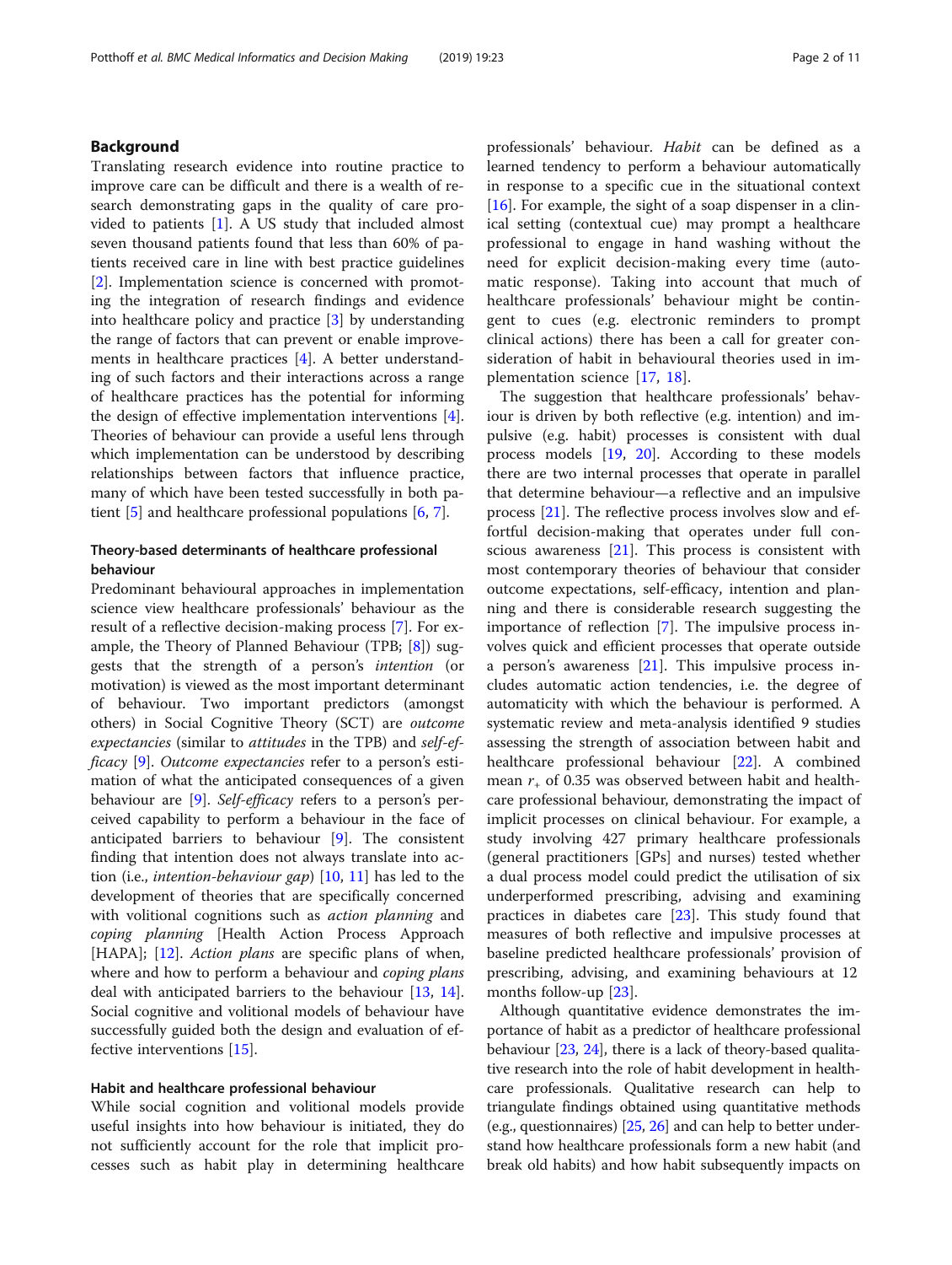## Background

Translating research evidence into routine practice to improve care can be difficult and there is a wealth of research demonstrating gaps in the quality of care provided to patients [1]. A US study that included almost seven thousand patients found that less than 60% of patients received care in line with best practice guidelines [2]. Implementation science is concerned with promoting the integration of research findings and evidence into healthcare policy and practice [3] by understanding the range of factors that can prevent or enable improvements in healthcare practices [4]. A better understanding of such factors and their interactions across a range of healthcare practices has the potential for informing the design of effective implementation interventions [4]. Theories of behaviour can provide a useful lens through which implementation can be understood by describing relationships between factors that influence practice, many of which have been tested successfully in both patient [5] and healthcare professional populations [6, 7].

### Theory-based determinants of healthcare professional behaviour

Predominant behavioural approaches in implementation science view healthcare professionals' behaviour as the result of a reflective decision-making process [7]. For example, the Theory of Planned Behaviour (TPB; [8]) suggests that the strength of a person's *intention* (or motivation) is viewed as the most important determinant of behaviour. Two important predictors (amongst others) in Social Cognitive Theory (SCT) are *outcome expectancies* (similar to *attitudes* in the TPB) and *self-efficacy* [9]. *Outcome expectancies* refer to a person's estimation of what the anticipated consequences of a given behaviour are [9]. *Self-efficacy* refers to a person's perceived capability to perform a behaviour in the face of anticipated barriers to behaviour [9]. The consistent finding that intention does not always translate into action (i.e., *intention-behaviour gap*) [10, 11] has led to the development of theories that are specifically concerned with volitional cognitions such as *action planning* and *coping planning* [Health Action Process Approach [HAPA]; [12]. *Action plans* are specific plans of when, where and how to perform a behaviour and *coping plans* deal with anticipated barriers to the behaviour [13, 14]. Social cognitive and volitional models of behaviour have successfully guided both the design and evaluation of effective interventions [15].

### Habit and healthcare professional behaviour

While social cognition and volitional models provide useful insights into how behaviour is initiated, they do not sufficiently account for the role that implicit processes such as habit play in determining healthcare professionals' behaviour. *Habit* can be defined as a learned tendency to perform a behaviour automatically in response to a specific cue in the situational context [16]. For example, the sight of a soap dispenser in a clinical setting (contextual cue) may prompt a healthcare professional to engage in hand washing without the need for explicit decision-making every time (automatic response). Taking into account that much of healthcare professionals' behaviour might be contingent to cues (e.g. electronic reminders to prompt clinical actions) there has been a call for greater consideration of habit in behavioural theories used in implementation science [17, 18].

The suggestion that healthcare professionals' behaviour is driven by both reflective (e.g. intention) and impulsive (e.g. habit) processes is consistent with dual process models [19, 20]. According to these models there are two internal processes that operate in parallel that determine behaviour—a reflective and an impulsive process [21]. The reflective process involves slow and effortful decision-making that operates under full conscious awareness [21]. This process is consistent with most contemporary theories of behaviour that consider outcome expectations, self-efficacy, intention and planning and there is considerable research suggesting the importance of reflection [7]. The impulsive process involves quick and efficient processes that operate outside a person's awareness [21]. This impulsive process includes automatic action tendencies, i.e. the degree of automaticity with which the behaviour is performed. A systematic review and meta-analysis identified 9 studies assessing the strength of association between habit and healthcare professional behaviour [22]. A combined mean $r_+$ of 0.35 was observed between habit and healthcare professional behaviour, demonstrating the impact of implicit processes on clinical behaviour. For example, a study involving 427 primary healthcare professionals (general practitioners [GPs] and nurses) tested whether a dual process model could predict the utilisation of six underperformed prescribing, advising and examining practices in diabetes care [23]. This study found that measures of both reflective and impulsive processes at baseline predicted healthcare professionals' provision of prescribing, advising, and examining behaviours at 12 months follow-up [23].

Although quantitative evidence demonstrates the importance of habit as a predictor of healthcare professional behaviour [23, 24], there is a lack of theory-based qualitative research into the role of habit development in healthcare professionals. Qualitative research can help to triangulate findings obtained using quantitative methods (e.g., questionnaires) [25, 26] and can help to better understand how healthcare professionals form a new habit (and break old habits) and how habit subsequently impacts on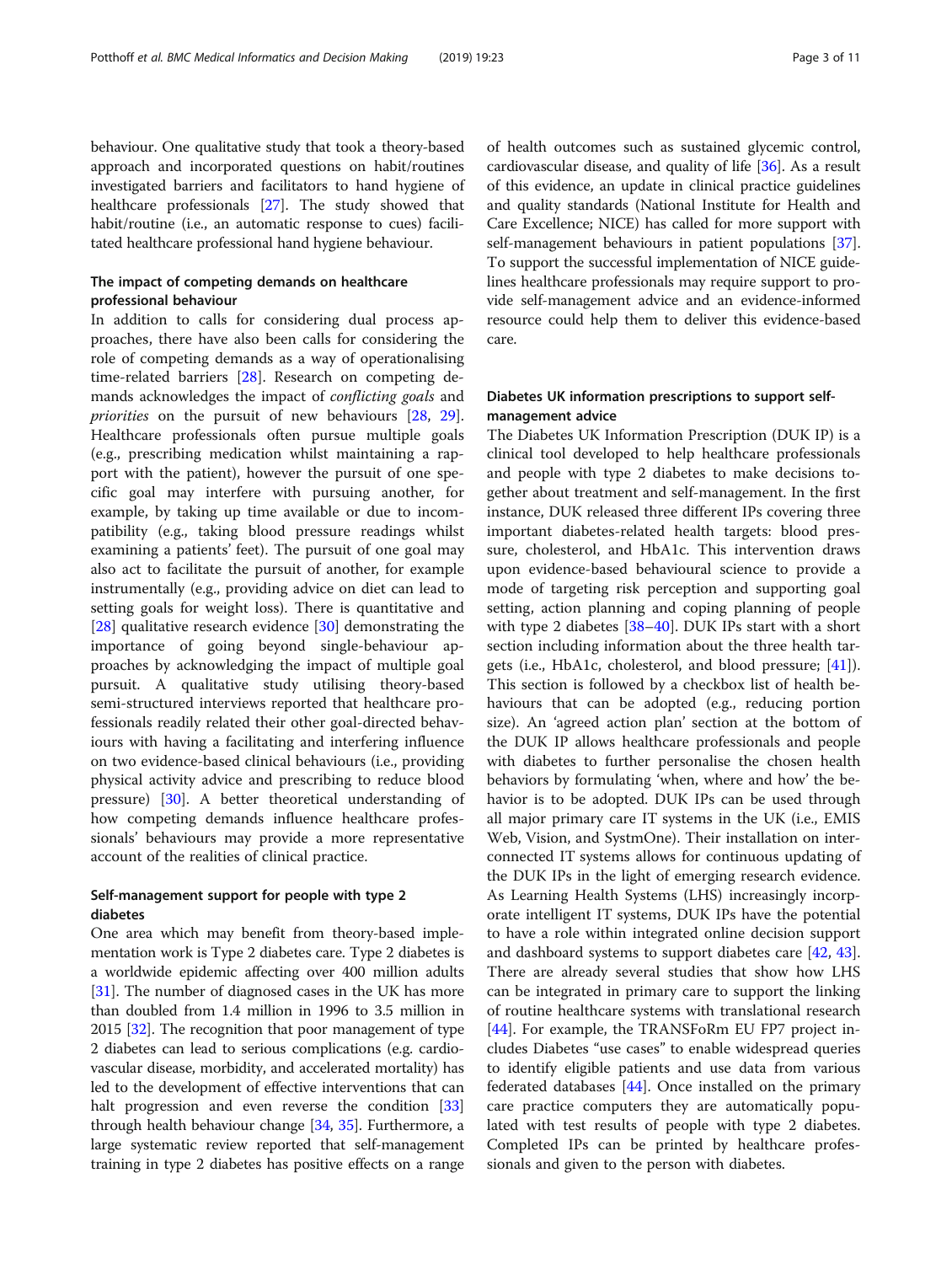behaviour. One qualitative study that took a theory-based approach and incorporated questions on habit/routines investigated barriers and facilitators to hand hygiene of healthcare professionals [27]. The study showed that habit/routine (i.e., an automatic response to cues) facilitated healthcare professional hand hygiene behaviour.

### The impact of competing demands on healthcare professional behaviour

In addition to calls for considering dual process approaches, there have also been calls for considering the role of competing demands as a way of operationalising time-related barriers [28]. Research on competing demands acknowledges the impact of *conflicting goals* and *priorities* on the pursuit of new behaviours [28, 29]. Healthcare professionals often pursue multiple goals (e.g., prescribing medication whilst maintaining a rapport with the patient), however the pursuit of one specific goal may interfere with pursuing another, for example, by taking up time available or due to incompatibility (e.g., taking blood pressure readings whilst examining a patients' feet). The pursuit of one goal may also act to facilitate the pursuit of another, for example instrumentally (e.g., providing advice on diet can lead to setting goals for weight loss). There is quantitative and [28] qualitative research evidence [30] demonstrating the importance of going beyond single-behaviour approaches by acknowledging the impact of multiple goal pursuit. A qualitative study utilising theory-based semi-structured interviews reported that healthcare professionals readily related their other goal-directed behaviours with having a facilitating and interfering influence on two evidence-based clinical behaviours (i.e., providing physical activity advice and prescribing to reduce blood pressure) [30]. A better theoretical understanding of how competing demands influence healthcare professionals' behaviours may provide a more representative account of the realities of clinical practice.

### Self-management support for people with type 2 diabetes

One area which may benefit from theory-based implementation work is Type 2 diabetes care. Type 2 diabetes is a worldwide epidemic affecting over 400 million adults [31]. The number of diagnosed cases in the UK has more than doubled from 1.4 million in 1996 to 3.5 million in 2015 [32]. The recognition that poor management of type 2 diabetes can lead to serious complications (e.g. cardiovascular disease, morbidity, and accelerated mortality) has led to the development of effective interventions that can halt progression and even reverse the condition [33] through health behaviour change [34, 35]. Furthermore, a large systematic review reported that self-management training in type 2 diabetes has positive effects on a range of health outcomes such as sustained glycemic control, cardiovascular disease, and quality of life [36]. As a result of this evidence, an update in clinical practice guidelines and quality standards (National Institute for Health and Care Excellence; NICE) has called for more support with self-management behaviours in patient populations [37]. To support the successful implementation of NICE guidelines healthcare professionals may require support to provide self-management advice and an evidence-informed resource could help them to deliver this evidence-based care.

### Diabetes UK information prescriptions to support self-management advice

The Diabetes UK Information Prescription (DUK IP) is a clinical tool developed to help healthcare professionals and people with type 2 diabetes to make decisions together about treatment and self-management. In the first instance, DUK released three different IPs covering three important diabetes-related health targets: blood pressure, cholesterol, and HbA1c. This intervention draws upon evidence-based behavioural science to provide a mode of targeting risk perception and supporting goal setting, action planning and coping planning of people with type 2 diabetes [38–40]. DUK IPs start with a short section including information about the three health targets (i.e., HbA1c, cholesterol, and blood pressure; [41]). This section is followed by a checkbox list of health behaviours that can be adopted (e.g., reducing portion size). An 'agreed action plan' section at the bottom of the DUK IP allows healthcare professionals and people with diabetes to further personalise the chosen health behaviors by formulating 'when, where and how' the behavior is to be adopted. DUK IPs can be used through all major primary care IT systems in the UK (i.e., EMIS Web, Vision, and SystmOne). Their installation on interconnected IT systems allows for continuous updating of the DUK IPs in the light of emerging research evidence. As Learning Health Systems (LHS) increasingly incorporate intelligent IT systems, DUK IPs have the potential to have a role within integrated online decision support and dashboard systems to support diabetes care [42, 43]. There are already several studies that show how LHS can be integrated in primary care to support the linking of routine healthcare systems with translational research [44]. For example, the TRANSFoRm EU FP7 project includes Diabetes "use cases" to enable widespread queries to identify eligible patients and use data from various federated databases [44]. Once installed on the primary care practice computers they are automatically populated with test results of people with type 2 diabetes. Completed IPs can be printed by healthcare professionals and given to the person with diabetes.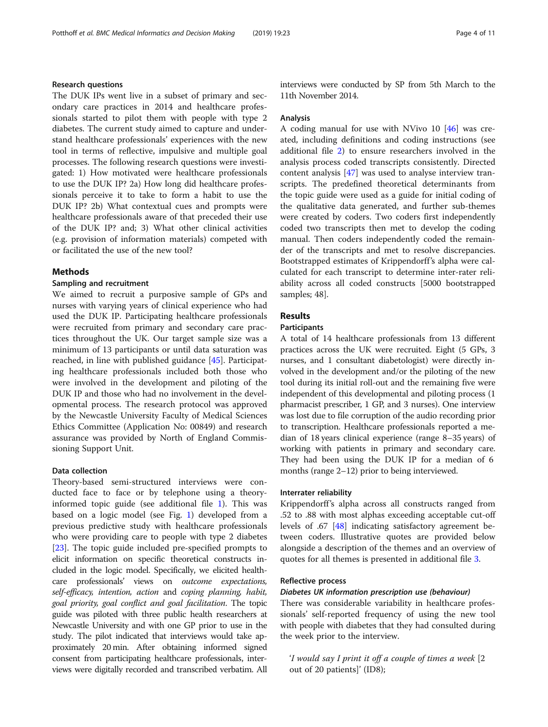### Research questions

The DUK IPs went live in a subset of primary and secondary care practices in 2014 and healthcare professionals started to pilot them with people with type 2 diabetes. The current study aimed to capture and understand healthcare professionals' experiences with the new tool in terms of reflective, impulsive and multiple goal processes. The following research questions were investigated: 1) How motivated were healthcare professionals to use the DUK IP? 2a) How long did healthcare professionals perceive it to take to form a habit to use the DUK IP? 2b) What contextual cues and prompts were healthcare professionals aware of that preceded their use of the DUK IP? and; 3) What other clinical activities (e.g. provision of information materials) competed with or facilitated the use of the new tool?

## Methods

### Sampling and recruitment

We aimed to recruit a purposive sample of GPs and nurses with varying years of clinical experience who had used the DUK IP. Participating healthcare professionals were recruited from primary and secondary care practices throughout the UK. Our target sample size was a minimum of 13 participants or until data saturation was reached, in line with published guidance [45]. Participating healthcare professionals included both those who were involved in the development and piloting of the DUK IP and those who had no involvement in the developmental process. The research protocol was approved by the Newcastle University Faculty of Medical Sciences Ethics Committee (Application No: 00849) and research assurance was provided by North of England Commissioning Support Unit.

### Data collection

Theory-based semi-structured interviews were conducted face to face or by telephone using a theory-informed topic guide (see additional file 1). This was based on a logic model (see Fig. 1) developed from a previous predictive study with healthcare professionals who were providing care to people with type 2 diabetes [23]. The topic guide included pre-specified prompts to elicit information on specific theoretical constructs included in the logic model. Specifically, we elicited healthcare professionals' views on *outcome expectations, self-efficacy, intention, action* and *coping planning, habit, goal priority, goal conflict and goal facilitation*. The topic guide was piloted with three public health researchers at Newcastle University and with one GP prior to use in the study. The pilot indicated that interviews would take approximately 20 min. After obtaining informed signed consent from participating healthcare professionals, interviews were digitally recorded and transcribed verbatim. All interviews were conducted by SP from 5th March to the 11th November 2014.

### Analysis

A coding manual for use with NVivo 10 [46] was created, including definitions and coding instructions (see additional file 2) to ensure researchers involved in the analysis process coded transcripts consistently. Directed content analysis [47] was used to analyse interview transcripts. The predefined theoretical determinants from the topic guide were used as a guide for initial coding of the qualitative data generated, and further sub-themes were created by coders. Two coders first independently coded two transcripts then met to develop the coding manual. Then coders independently coded the remainder of the transcripts and met to resolve discrepancies. Bootstrapped estimates of Krippendorff's alpha were calculated for each transcript to determine inter-rater reliability across all coded constructs [5000 bootstrapped samples; 48].

## Results

### Participants

A total of 14 healthcare professionals from 13 different practices across the UK were recruited. Eight (5 GPs, 3 nurses, and 1 consultant diabetologist) were directly involved in the development and/or the piloting of the new tool during its initial roll-out and the remaining five were independent of this developmental and piloting process (1 pharmacist prescriber, 1 GP, and 3 nurses). One interview was lost due to file corruption of the audio recording prior to transcription. Healthcare professionals reported a median of 18 years clinical experience (range 8–35 years) of working with patients in primary and secondary care. They had been using the DUK IP for a median of 6 months (range 2–12) prior to being interviewed.

### Interrater reliability

Krippendorff's alpha across all constructs ranged from .52 to .88 with most alphas exceeding acceptable cut-off levels of .67 [48] indicating satisfactory agreement between coders. Illustrative quotes are provided below alongside a description of the themes and an overview of quotes for all themes is presented in additional file 3.

### Reflective process

#### *Diabetes UK information prescription use (behaviour)*

There was considerable variability in healthcare professionals' self-reported frequency of using the new tool with people with diabetes that they had consulted during the week prior to the interview.

> '*I would say I print it off a couple of times a week* [2 out of 20 patients]' (ID8);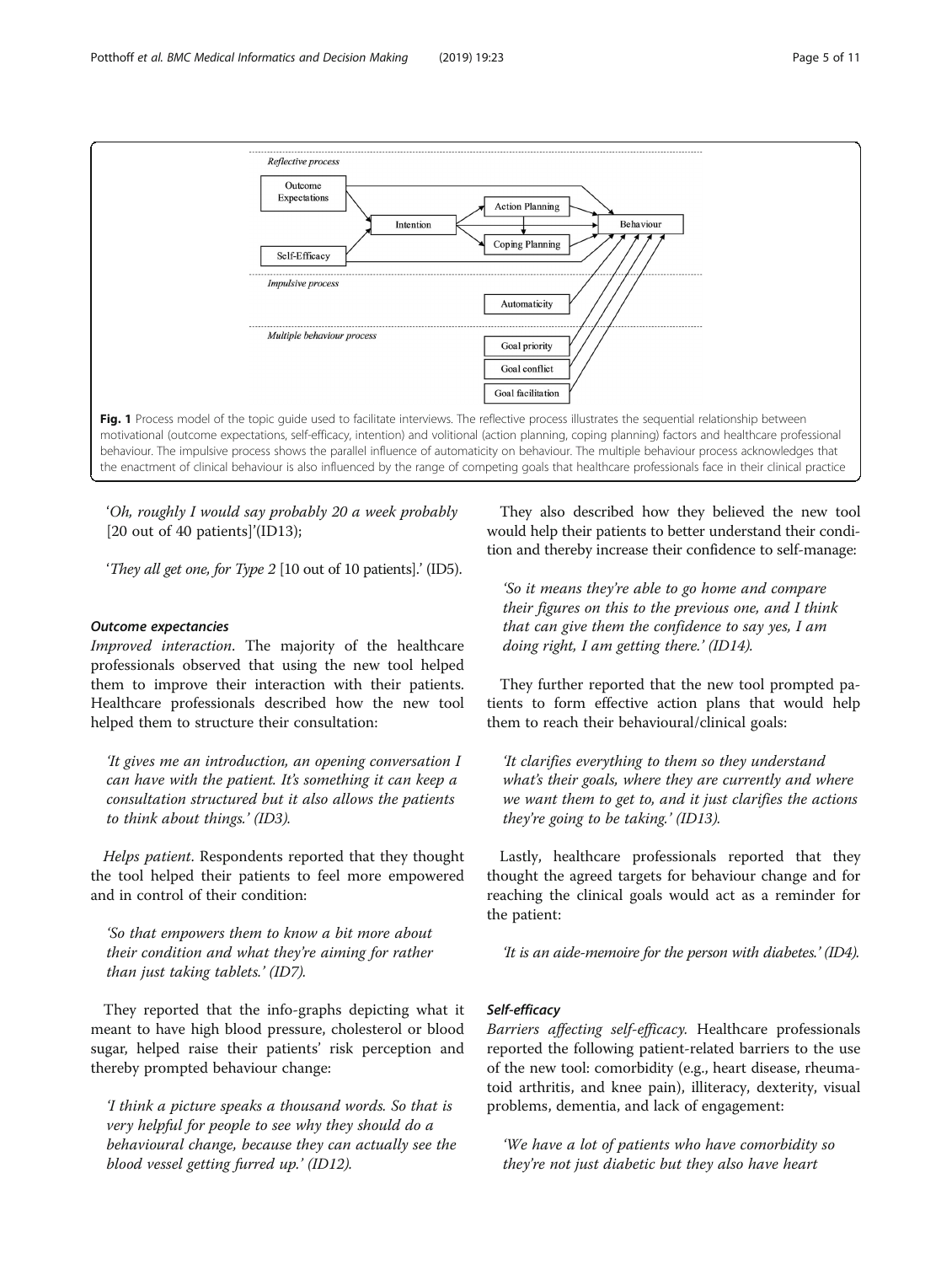Fig. 1 Process model of the topic guide used to facilitate interviews. The reflective process illustrates the sequential relationship between motivational (outcome expectations, self-efficacy, intention) and volitional (action planning, coping planning) factors and healthcare professional behaviour. The impulsive process shows the parallel influence of automaticity on behaviour. The multiple behaviour process acknowledges that the enactment of clinical behaviour is also influenced by the range of competing goals that healthcare professionals face in their clinical practice

'*Oh, roughly I would say probably 20 a week probably* [20 out of 40 patients]'(ID13);

'*They all get one, for Type 2* [10 out of 10 patients].' (ID5).

#### Outcome expectancies

*Improved interaction*. The majority of the healthcare professionals observed that using the new tool helped them to improve their interaction with their patients. Healthcare professionals described how the new tool helped them to structure their consultation:

> *'It gives me an introduction, an opening conversation I can have with the patient. It's something it can keep a consultation structured but it also allows the patients to think about things.' (ID3).*

*Helps patient*. Respondents reported that they thought the tool helped their patients to feel more empowered and in control of their condition:

> *'So that empowers them to know a bit more about their condition and what they're aiming for rather than just taking tablets.' (ID7).*

They reported that the info-graphs depicting what it meant to have high blood pressure, cholesterol or blood sugar, helped raise their patients' risk perception and thereby prompted behaviour change:

> *'I think a picture speaks a thousand words. So that is very helpful for people to see why they should do a behavioural change, because they can actually see the blood vessel getting furred up.' (ID12).*

They also described how they believed the new tool would help their patients to better understand their condition and thereby increase their confidence to self-manage:

> *'So it means they're able to go home and compare their figures on this to the previous one, and I think that can give them the confidence to say yes, I am doing right, I am getting there.' (ID14).*

They further reported that the new tool prompted patients to form effective action plans that would help them to reach their behavioural/clinical goals:

> *'It clarifies everything to them so they understand what's their goals, where they are currently and where we want them to get to, and it just clarifies the actions they're going to be taking.' (ID13).*

Lastly, healthcare professionals reported that they thought the agreed targets for behaviour change and for reaching the clinical goals would act as a reminder for the patient:

> *'It is an aide-memoire for the person with diabetes.' (ID4).*

#### Self-efficacy

*Barriers affecting self-efficacy.* Healthcare professionals reported the following patient-related barriers to the use of the new tool: comorbidity (e.g., heart disease, rheumatoid arthritis, and knee pain), illiteracy, dexterity, visual problems, dementia, and lack of engagement:

> *'We have a lot of patients who have comorbidity so they're not just diabetic but they also have heart*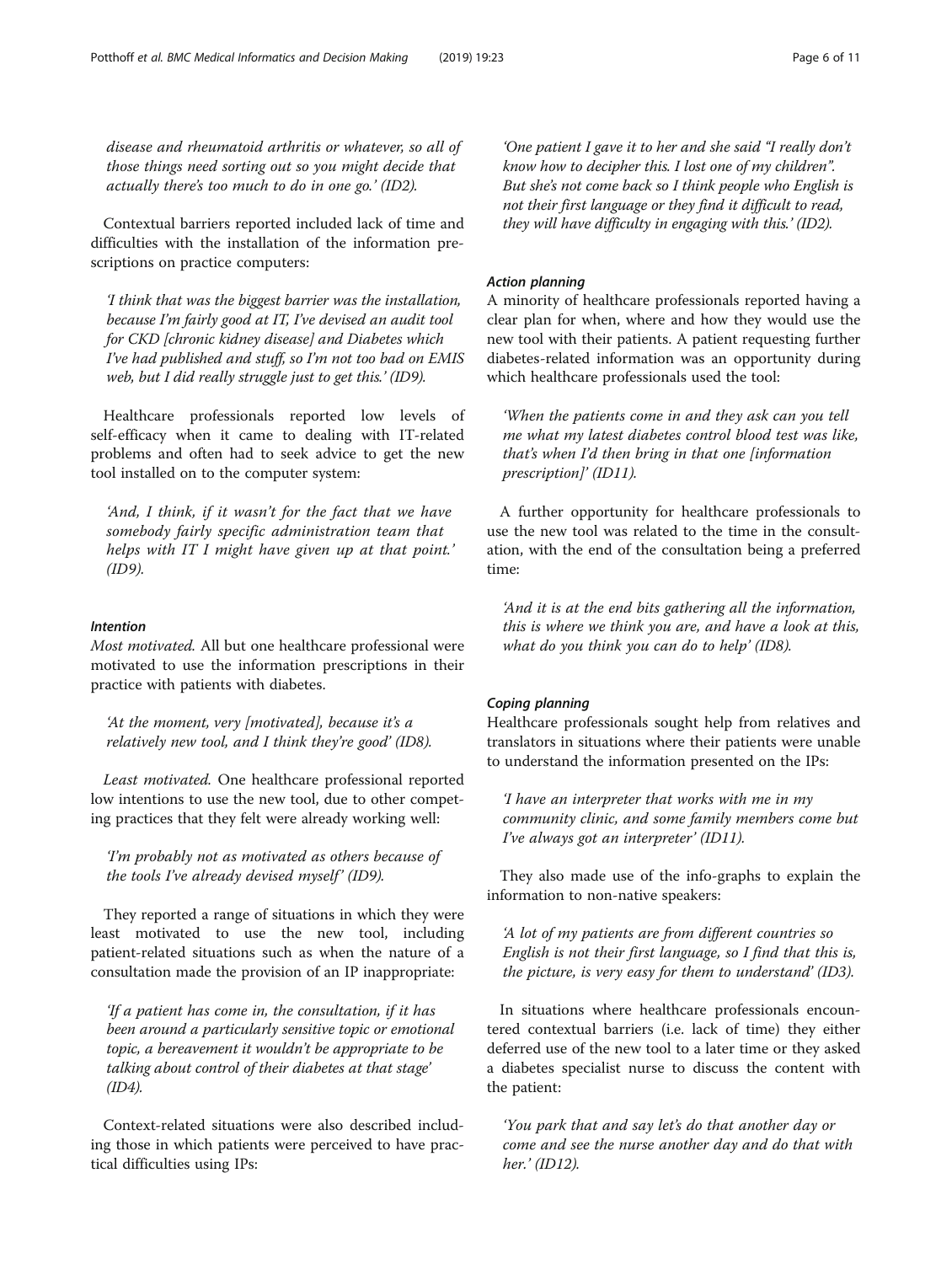*disease and rheumatoid arthritis or whatever, so all of those things need sorting out so you might decide that actually there's too much to do in one go.' (ID2).*

Contextual barriers reported included lack of time and difficulties with the installation of the information prescriptions on practice computers:

*'I think that was the biggest barrier was the installation, because I'm fairly good at IT, I've devised an audit tool for CKD [chronic kidney disease] and Diabetes which I've had published and stuff, so I'm not too bad on EMIS web, but I did really struggle just to get this.' (ID9).*

Healthcare professionals reported low levels of self-efficacy when it came to dealing with IT-related problems and often had to seek advice to get the new tool installed on to the computer system:

*'And, I think, if it wasn't for the fact that we have somebody fairly specific administration team that helps with IT I might have given up at that point.' (ID9).*

#### *Intention*

*Most motivated.* All but one healthcare professional were motivated to use the information prescriptions in their practice with patients with diabetes.

*'At the moment, very [motivated], because it's a relatively new tool, and I think they're good' (ID8).*

*Least motivated.* One healthcare professional reported low intentions to use the new tool, due to other competing practices that they felt were already working well:

*'I'm probably not as motivated as others because of the tools I've already devised myself' (ID9).*

They reported a range of situations in which they were least motivated to use the new tool, including patient-related situations such as when the nature of a consultation made the provision of an IP inappropriate:

*'If a patient has come in, the consultation, if it has been around a particularly sensitive topic or emotional topic, a bereavement it wouldn't be appropriate to be talking about control of their diabetes at that stage' (ID4).*

Context-related situations were also described including those in which patients were perceived to have practical difficulties using IPs:

*'One patient I gave it to her and she said "I really don't know how to decipher this. I lost one of my children". But she's not come back so I think people who English is not their first language or they find it difficult to read, they will have difficulty in engaging with this.' (ID2).*

#### *Action planning*

A minority of healthcare professionals reported having a clear plan for when, where and how they would use the new tool with their patients. A patient requesting further diabetes-related information was an opportunity during which healthcare professionals used the tool:

*'When the patients come in and they ask can you tell me what my latest diabetes control blood test was like, that's when I'd then bring in that one [information prescription]' (ID11).*

A further opportunity for healthcare professionals to use the new tool was related to the time in the consultation, with the end of the consultation being a preferred time:

*'And it is at the end bits gathering all the information, this is where we think you are, and have a look at this, what do you think you can do to help' (ID8).*

#### *Coping planning*

Healthcare professionals sought help from relatives and translators in situations where their patients were unable to understand the information presented on the IPs:

*'I have an interpreter that works with me in my community clinic, and some family members come but I've always got an interpreter' (ID11).*

They also made use of the info-graphs to explain the information to non-native speakers:

*'A lot of my patients are from different countries so English is not their first language, so I find that this is, the picture, is very easy for them to understand' (ID3).*

In situations where healthcare professionals encountered contextual barriers (i.e. lack of time) they either deferred use of the new tool to a later time or they asked a diabetes specialist nurse to discuss the content with the patient:

*'You park that and say let's do that another day or come and see the nurse another day and do that with her.' (ID12).*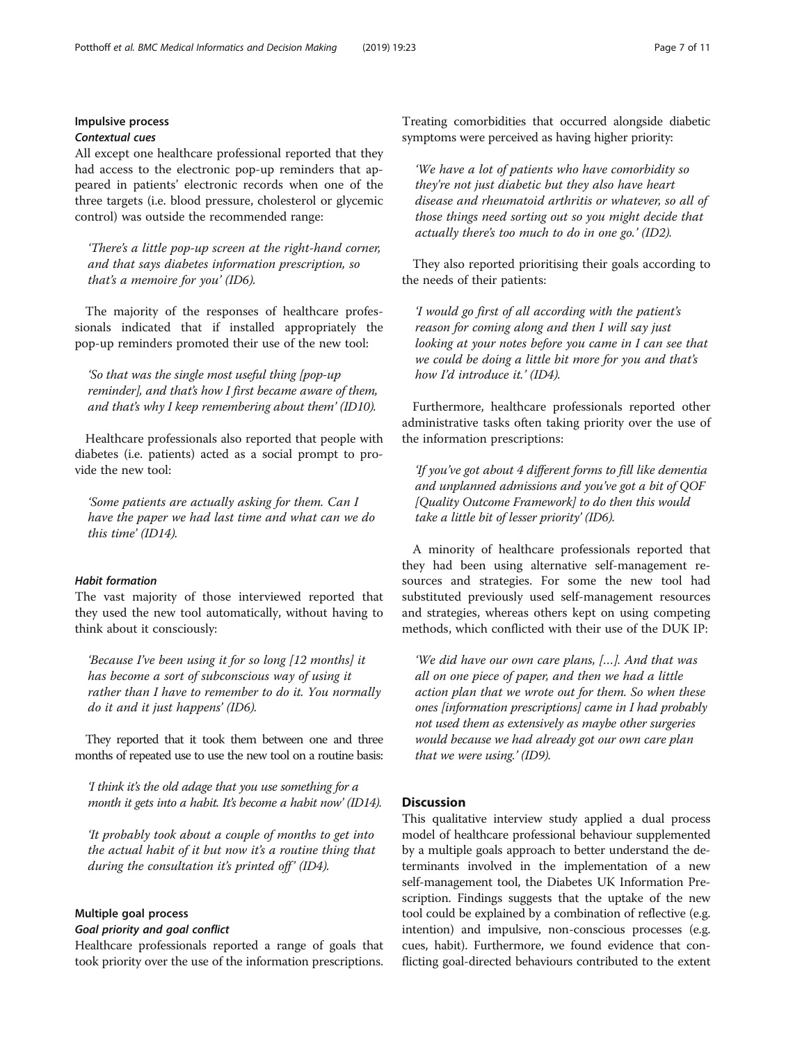### Impulsive process

#### *Contextual cues*

All except one healthcare professional reported that they had access to the electronic pop-up reminders that appeared in patients' electronic records when one of the three targets (i.e. blood pressure, cholesterol or glycemic control) was outside the recommended range:

> *'There's a little pop-up screen at the right-hand corner, and that says diabetes information prescription, so that's a memoire for you' (ID6).*

The majority of the responses of healthcare professionals indicated that if installed appropriately the pop-up reminders promoted their use of the new tool:

> *'So that was the single most useful thing [pop-up reminder], and that's how I first became aware of them, and that's why I keep remembering about them' (ID10).*

Healthcare professionals also reported that people with diabetes (i.e. patients) acted as a social prompt to provide the new tool:

> *'Some patients are actually asking for them. Can I have the paper we had last time and what can we do this time' (ID14).*

#### *Habit formation*

The vast majority of those interviewed reported that they used the new tool automatically, without having to think about it consciously:

> *'Because I've been using it for so long [12 months] it has become a sort of subconscious way of using it rather than I have to remember to do it. You normally do it and it just happens' (ID6).*

They reported that it took them between one and three months of repeated use to use the new tool on a routine basis:

> *'I think it's the old adage that you use something for a month it gets into a habit. It's become a habit now' (ID14).*

> *'It probably took about a couple of months to get into the actual habit of it but now it's a routine thing that during the consultation it's printed off' (ID4).*

### Multiple goal process

#### *Goal priority and goal conflict*

Healthcare professionals reported a range of goals that took priority over the use of the information prescriptions. Treating comorbidities that occurred alongside diabetic symptoms were perceived as having higher priority:

> *'We have a lot of patients who have comorbidity so they're not just diabetic but they also have heart disease and rheumatoid arthritis or whatever, so all of those things need sorting out so you might decide that actually there's too much to do in one go.' (ID2).*

They also reported prioritising their goals according to the needs of their patients:

> *'I would go first of all according with the patient's reason for coming along and then I will say just looking at your notes before you came in I can see that we could be doing a little bit more for you and that's how I'd introduce it.' (ID4).*

Furthermore, healthcare professionals reported other administrative tasks often taking priority over the use of the information prescriptions:

> *'If you've got about 4 different forms to fill like dementia and unplanned admissions and you've got a bit of QOF [Quality Outcome Framework] to do then this would take a little bit of lesser priority' (ID6).*

A minority of healthcare professionals reported that they had been using alternative self-management resources and strategies. For some the new tool had substituted previously used self-management resources and strategies, whereas others kept on using competing methods, which conflicted with their use of the DUK IP:

> *'We did have our own care plans, […]. And that was all on one piece of paper, and then we had a little action plan that we wrote out for them. So when these ones [information prescriptions] came in I had probably not used them as extensively as maybe other surgeries would because we had already got our own care plan that we were using.' (ID9).*

## Discussion

This qualitative interview study applied a dual process model of healthcare professional behaviour supplemented by a multiple goals approach to better understand the determinants involved in the implementation of a new self-management tool, the Diabetes UK Information Prescription. Findings suggests that the uptake of the new tool could be explained by a combination of reflective (e.g. intention) and impulsive, non-conscious processes (e.g. cues, habit). Furthermore, we found evidence that conflicting goal-directed behaviours contributed to the extent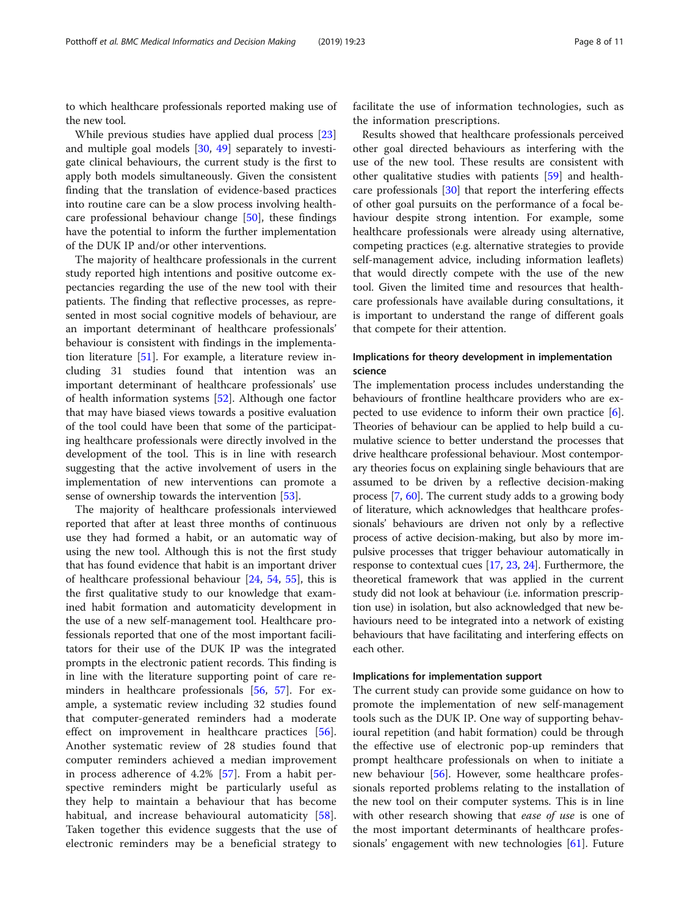to which healthcare professionals reported making use of the new tool.

While previous studies have applied dual process [23] and multiple goal models [30, 49] separately to investigate clinical behaviours, the current study is the first to apply both models simultaneously. Given the consistent finding that the translation of evidence-based practices into routine care can be a slow process involving healthcare professional behaviour change [50], these findings have the potential to inform the further implementation of the DUK IP and/or other interventions.

The majority of healthcare professionals in the current study reported high intentions and positive outcome expectancies regarding the use of the new tool with their patients. The finding that reflective processes, as represented in most social cognitive models of behaviour, are an important determinant of healthcare professionals' behaviour is consistent with findings in the implementation literature [51]. For example, a literature review including 31 studies found that intention was an important determinant of healthcare professionals' use of health information systems [52]. Although one factor that may have biased views towards a positive evaluation of the tool could have been that some of the participating healthcare professionals were directly involved in the development of the tool. This is in line with research suggesting that the active involvement of users in the implementation of new interventions can promote a sense of ownership towards the intervention [53].

The majority of healthcare professionals interviewed reported that after at least three months of continuous use they had formed a habit, or an automatic way of using the new tool. Although this is not the first study that has found evidence that habit is an important driver of healthcare professional behaviour [24, 54, 55], this is the first qualitative study to our knowledge that examined habit formation and automaticity development in the use of a new self-management tool. Healthcare professionals reported that one of the most important facilitators for their use of the DUK IP was the integrated prompts in the electronic patient records. This finding is in line with the literature supporting point of care reminders in healthcare professionals [56, 57]. For example, a systematic review including 32 studies found that computer-generated reminders had a moderate effect on improvement in healthcare practices [56]. Another systematic review of 28 studies found that computer reminders achieved a median improvement in process adherence of 4.2% [57]. From a habit perspective reminders might be particularly useful as they help to maintain a behaviour that has become habitual, and increase behavioural automaticity [58]. Taken together this evidence suggests that the use of electronic reminders may be a beneficial strategy to facilitate the use of information technologies, such as the information prescriptions.

Results showed that healthcare professionals perceived other goal directed behaviours as interfering with the use of the new tool. These results are consistent with other qualitative studies with patients [59] and healthcare professionals [30] that report the interfering effects of other goal pursuits on the performance of a focal behaviour despite strong intention. For example, some healthcare professionals were already using alternative, competing practices (e.g. alternative strategies to provide self-management advice, including information leaflets) that would directly compete with the use of the new tool. Given the limited time and resources that healthcare professionals have available during consultations, it is important to understand the range of different goals that compete for their attention.

### Implications for theory development in implementation science

The implementation process includes understanding the behaviours of frontline healthcare providers who are expected to use evidence to inform their own practice [6]. Theories of behaviour can be applied to help build a cumulative science to better understand the processes that drive healthcare professional behaviour. Most contemporary theories focus on explaining single behaviours that are assumed to be driven by a reflective decision-making process [7, 60]. The current study adds to a growing body of literature, which acknowledges that healthcare professionals' behaviours are driven not only by a reflective process of active decision-making, but also by more impulsive processes that trigger behaviour automatically in response to contextual cues [17, 23, 24]. Furthermore, the theoretical framework that was applied in the current study did not look at behaviour (i.e. information prescription use) in isolation, but also acknowledged that new behaviours need to be integrated into a network of existing behaviours that have facilitating and interfering effects on each other.

### Implications for implementation support

The current study can provide some guidance on how to promote the implementation of new self-management tools such as the DUK IP. One way of supporting behavioural repetition (and habit formation) could be through the effective use of electronic pop-up reminders that prompt healthcare professionals on when to initiate a new behaviour [56]. However, some healthcare professionals reported problems relating to the installation of the new tool on their computer systems. This is in line with other research showing that *ease of use* is one of the most important determinants of healthcare professionals' engagement with new technologies [61]. Future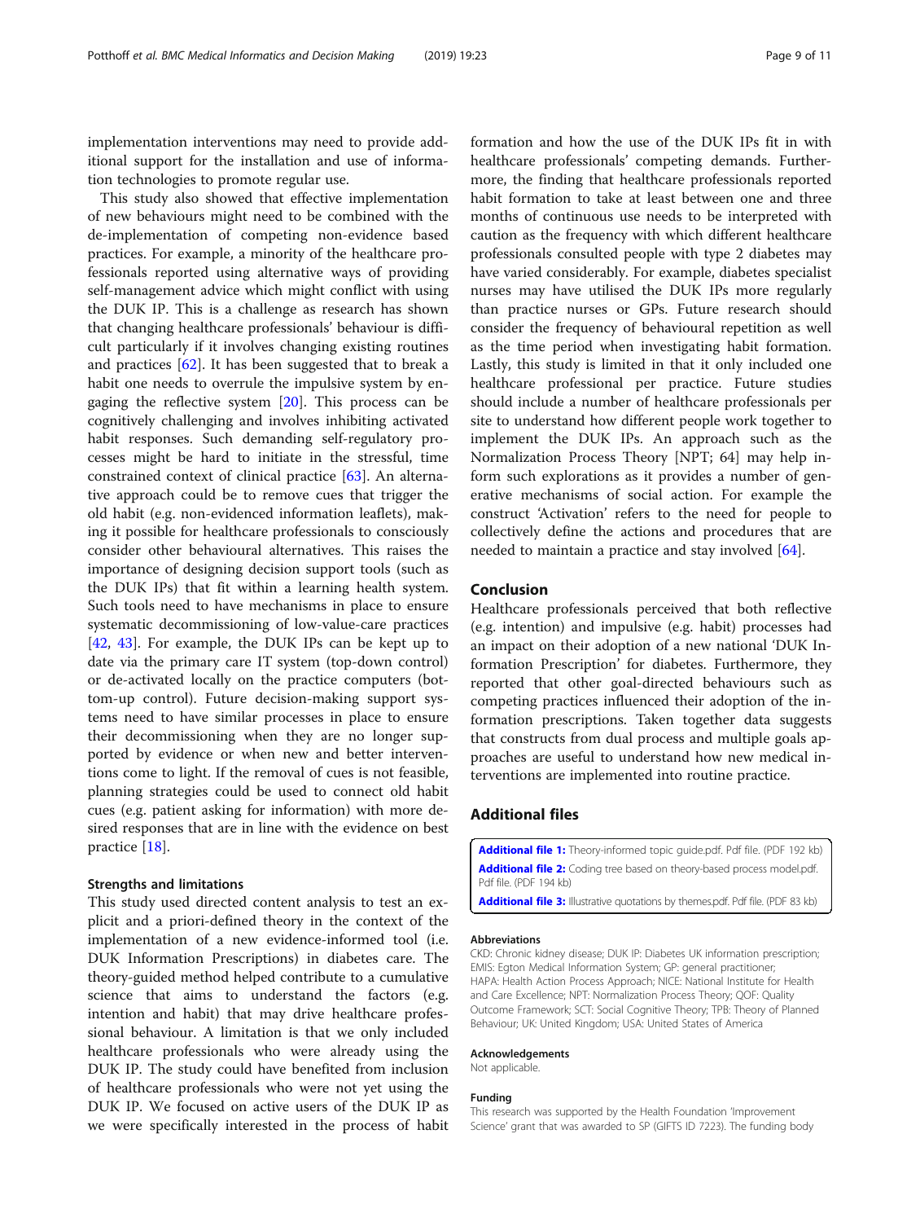implementation interventions may need to provide additional support for the installation and use of information technologies to promote regular use.

This study also showed that effective implementation of new behaviours might need to be combined with the de-implementation of competing non-evidence based practices. For example, a minority of the healthcare professionals reported using alternative ways of providing self-management advice which might conflict with using the DUK IP. This is a challenge as research has shown that changing healthcare professionals' behaviour is difficult particularly if it involves changing existing routines and practices [62]. It has been suggested that to break a habit one needs to overrule the impulsive system by engaging the reflective system [20]. This process can be cognitively challenging and involves inhibiting activated habit responses. Such demanding self-regulatory processes might be hard to initiate in the stressful, time constrained context of clinical practice [63]. An alternative approach could be to remove cues that trigger the old habit (e.g. non-evidenced information leaflets), making it possible for healthcare professionals to consciously consider other behavioural alternatives. This raises the importance of designing decision support tools (such as the DUK IPs) that fit within a learning health system. Such tools need to have mechanisms in place to ensure systematic decommissioning of low-value-care practices [42, 43]. For example, the DUK IPs can be kept up to date via the primary care IT system (top-down control) or de-activated locally on the practice computers (bottom-up control). Future decision-making support systems need to have similar processes in place to ensure their decommissioning when they are no longer supported by evidence or when new and better interventions come to light. If the removal of cues is not feasible, planning strategies could be used to connect old habit cues (e.g. patient asking for information) with more desired responses that are in line with the evidence on best practice [18].

### Strengths and limitations

This study used directed content analysis to test an explicit and a priori-defined theory in the context of the implementation of a new evidence-informed tool (i.e. DUK Information Prescriptions) in diabetes care. The theory-guided method helped contribute to a cumulative science that aims to understand the factors (e.g. intention and habit) that may drive healthcare professional behaviour. A limitation is that we only included healthcare professionals who were already using the DUK IP. The study could have benefited from inclusion of healthcare professionals who were not yet using the DUK IP. We focused on active users of the DUK IP as we were specifically interested in the process of habit formation and how the use of the DUK IPs fit in with healthcare professionals' competing demands. Furthermore, the finding that healthcare professionals reported habit formation to take at least between one and three months of continuous use needs to be interpreted with caution as the frequency with which different healthcare professionals consulted people with type 2 diabetes may have varied considerably. For example, diabetes specialist nurses may have utilised the DUK IPs more regularly than practice nurses or GPs. Future research should consider the frequency of behavioural repetition as well as the time period when investigating habit formation. Lastly, this study is limited in that it only included one healthcare professional per practice. Future studies should include a number of healthcare professionals per site to understand how different people work together to implement the DUK IPs. An approach such as the Normalization Process Theory [NPT; 64] may help inform such explorations as it provides a number of generative mechanisms of social action. For example the construct 'Activation' refers to the need for people to collectively define the actions and procedures that are needed to maintain a practice and stay involved [64].

## Conclusion

Healthcare professionals perceived that both reflective (e.g. intention) and impulsive (e.g. habit) processes had an impact on their adoption of a new national 'DUK Information Prescription' for diabetes. Furthermore, they reported that other goal-directed behaviours such as competing practices influenced their adoption of the information prescriptions. Taken together data suggests that constructs from dual process and multiple goals approaches are useful to understand how new medical interventions are implemented into routine practice.

## Additional files

**Additional file 1:** Theory-informed topic guide.pdf. Pdf file. (PDF 192 kb)

**Additional file 2:** Coding tree based on theory-based process model.pdf. Pdf file. (PDF 194 kb)

**Additional file 3:** Illustrative quotations by themes.pdf. Pdf file. (PDF 83 kb)

### Abbreviations

CKD: Chronic kidney disease; DUK IP: Diabetes UK information prescription; EMIS: Egton Medical Information System; GP: general practitioner; HAPA: Health Action Process Approach; NICE: National Institute for Health and Care Excellence; NPT: Normalization Process Theory; QOF: Quality Outcome Framework; SCT: Social Cognitive Theory; TPB: Theory of Planned Behaviour; UK: United Kingdom; USA: United States of America

### Acknowledgements

Not applicable.

### Funding

This research was supported by the Health Foundation 'Improvement Science' grant that was awarded to SP (GIFTS ID 7223). The funding body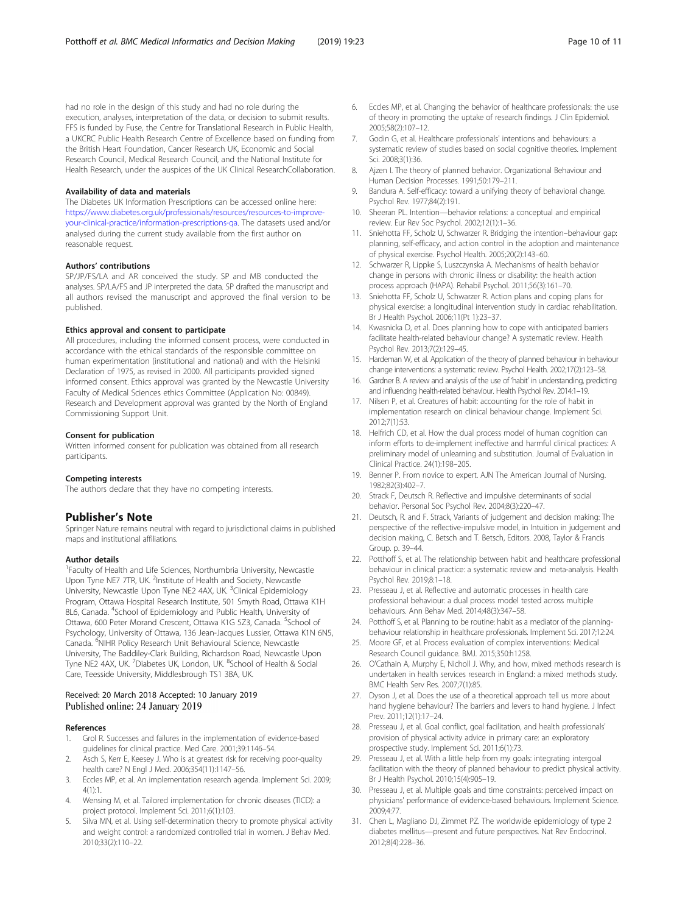had no role in the design of this study and had no role during the execution, analyses, interpretation of the data, or decision to submit results. FFS is funded by Fuse, the Centre for Translational Research in Public Health, a UKCRC Public Health Research Centre of Excellence based on funding from the British Heart Foundation, Cancer Research UK, Economic and Social Research Council, Medical Research Council, and the National Institute for Health Research, under the auspices of the UK Clinical ResearchCollaboration.

#### Availability of data and materials

The Diabetes UK Information Prescriptions can be accessed online here: https://www.diabetes.org.uk/professionals/resources/resources-to-improve-your-clinical-practice/information-prescriptions-qa. The datasets used and/or analysed during the current study available from the first author on reasonable request.

#### Authors' contributions

SP/JP/FS/LA and AR conceived the study. SP and MB conducted the analyses. SP/LA/FS and JP interpreted the data. SP drafted the manuscript and all authors revised the manuscript and approved the final version to be published.

#### Ethics approval and consent to participate

All procedures, including the informed consent process, were conducted in accordance with the ethical standards of the responsible committee on human experimentation (institutional and national) and with the Helsinki Declaration of 1975, as revised in 2000. All participants provided signed informed consent. Ethics approval was granted by the Newcastle University Faculty of Medical Sciences ethics Committee (Application No: 00849). Research and Development approval was granted by the North of England Commissioning Support Unit.

#### Consent for publication

Written informed consent for publication was obtained from all research participants.

#### Competing interests

The authors declare that they have no competing interests.

## Publisher's Note

Springer Nature remains neutral with regard to jurisdictional claims in published maps and institutional affiliations.

#### Author details

[1]Faculty of Health and Life Sciences, Northumbria University, Newcastle Upon Tyne NE7 7TR, UK. [2]Institute of Health and Society, Newcastle University, Newcastle Upon Tyne NE2 4AX, UK. [3]Clinical Epidemiology Program, Ottawa Hospital Research Institute, 501 Smyth Road, Ottawa K1H 8L6, Canada. [4]School of Epidemiology and Public Health, University of Ottawa, 600 Peter Morand Crescent, Ottawa K1G 5Z3, Canada. [5]School of Psychology, University of Ottawa, 136 Jean-Jacques Lussier, Ottawa K1N 6N5, Canada. [6]NIHR Policy Research Unit Behavioural Science, Newcastle University, The Baddiley-Clark Building, Richardson Road, Newcastle Upon Tyne NE2 4AX, UK. [7]Diabetes UK, London, UK. [8]School of Health & Social Care, Teesside University, Middlesbrough TS1 3BA, UK.

Received: 20 March 2018 Accepted: 10 January 2019
Published online: 24 January 2019

#### References

1. Grol R. Successes and failures in the implementation of evidence-based guidelines for clinical practice. Med Care. 2001;39:1146–54.
2. Asch S, Kerr E, Keesey J. Who is at greatest risk for receiving poor-quality health care? N Engl J Med. 2006;354(11):1147–56.
3. Eccles MP, et al. An implementation research agenda. Implement Sci. 2009; 4(1):1.
4. Wensing M, et al. Tailored implementation for chronic diseases (TICD): a project protocol. Implement Sci. 2011;6(1):103.
5. Silva MN, et al. Using self-determination theory to promote physical activity and weight control: a randomized controlled trial in women. J Behav Med. 2010;33(2):110–22.
6. Eccles MP, et al. Changing the behavior of healthcare professionals: the use of theory in promoting the uptake of research findings. J Clin Epidemiol. 2005;58(2):107–12.
7. Godin G, et al. Healthcare professionals' intentions and behaviours: a systematic review of studies based on social cognitive theories. Implement Sci. 2008;3(1):36.
8. Ajzen I. The theory of planned behavior. Organizational Behaviour and Human Decision Processes. 1991;50:179–211.
9. Bandura A. Self-efficacy: toward a unifying theory of behavioral change. Psychol Rev. 1977;84(2):191.
10. Sheeran PL. Intention—behavior relations: a conceptual and empirical review. Eur Rev Soc Psychol. 2002;12(1):1–36.
11. Sniehotta FF, Scholz U, Schwarzer R. Bridging the intention–behaviour gap: planning, self-efficacy, and action control in the adoption and maintenance of physical exercise. Psychol Health. 2005;20(2):143–60.
12. Schwarzer R, Lippke S, Luszczynska A. Mechanisms of health behavior change in persons with chronic illness or disability: the health action process approach (HAPA). Rehabil Psychol. 2011;56(3):161–70.
13. Sniehotta FF, Scholz U, Schwarzer R. Action plans and coping plans for physical exercise: a longitudinal intervention study in cardiac rehabilitation. Br J Health Psychol. 2006;11(Pt 1):23–37.
14. Kwasnicka D, et al. Does planning how to cope with anticipated barriers facilitate health-related behaviour change? A systematic review. Health Psychol Rev. 2013;7(2):129–45.
15. Hardeman W, et al. Application of the theory of planned behaviour in behaviour change interventions: a systematic review. Psychol Health. 2002;17(2):123–58.
16. Gardner B. A review and analysis of the use of 'habit' in understanding, predicting and influencing health-related behaviour. Health Psychol Rev. 2014:1–19.
17. Nilsen P, et al. Creatures of habit: accounting for the role of habit in implementation research on clinical behaviour change. Implement Sci. 2012;7(1):53.
18. Helfrich CD, et al. How the dual process model of human cognition can inform efforts to de-implement ineffective and harmful clinical practices: A preliminary model of unlearning and substitution. Journal of Evaluation in Clinical Practice. 24(1):198–205.
19. Benner P. From novice to expert. AJN The American Journal of Nursing. 1982;82(3):402–7.
20. Strack F, Deutsch R. Reflective and impulsive determinants of social behavior. Personal Soc Psychol Rev. 2004;8(3):220–47.
21. Deutsch, R. and F. Strack, Variants of judgement and decision making: The perspective of the reflective-impulsive model, in Intuition in judgement and decision making, C. Betsch and T. Betsch, Editors. 2008, Taylor & Francis Group. p. 39–44.
22. Potthoff S, et al. The relationship between habit and healthcare professional behaviour in clinical practice: a systematic review and meta-analysis. Health Psychol Rev. 2019;8:1–18.
23. Presseau J, et al. Reflective and automatic processes in health care professional behaviour: a dual process model tested across multiple behaviours. Ann Behav Med. 2014;48(3):347–58.
24. Potthoff S, et al. Planning to be routine: habit as a mediator of the planning-behaviour relationship in healthcare professionals. Implement Sci. 2017;12:24.
25. Moore GF, et al. Process evaluation of complex interventions: Medical Research Council guidance. BMJ. 2015;350:h1258.
26. O'Cathain A, Murphy E, Nicholl J. Why, and how, mixed methods research is undertaken in health services research in England: a mixed methods study. BMC Health Serv Res. 2007;7(1):85.
27. Dyson J, et al. Does the use of a theoretical approach tell us more about hand hygiene behaviour? The barriers and levers to hand hygiene. J Infect Prev. 2011;12(1):17–24.
28. Presseau J, et al. Goal conflict, goal facilitation, and health professionals' provision of physical activity advice in primary care: an exploratory prospective study. Implement Sci. 2011;6(1):73.
29. Presseau J, et al. With a little help from my goals: integrating intergoal facilitation with the theory of planned behaviour to predict physical activity. Br J Health Psychol. 2010;15(4):905–19.
30. Presseau J, et al. Multiple goals and time constraints: perceived impact on physicians' performance of evidence-based behaviours. Implement Science. 2009;4:77.
31. Chen L, Magliano DJ, Zimmet PZ. The worldwide epidemiology of type 2 diabetes mellitus—present and future perspectives. Nat Rev Endocrinol. 2012;8(4):228–36.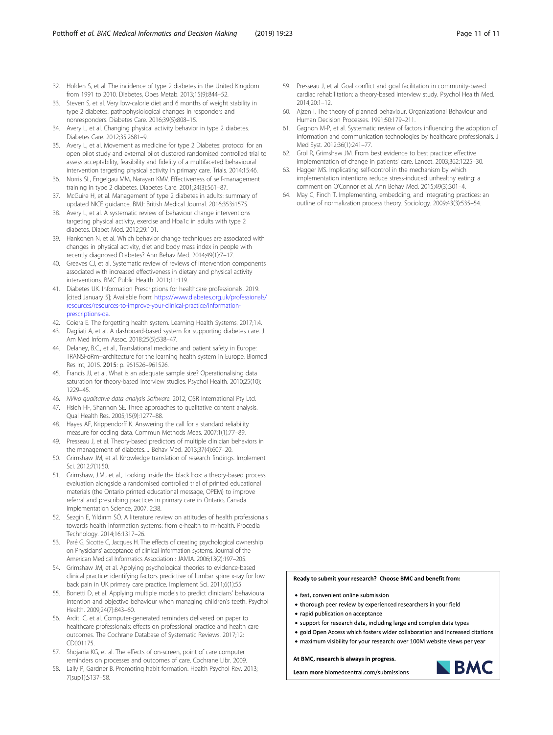32. Holden S, et al. The incidence of type 2 diabetes in the United Kingdom from 1991 to 2010. Diabetes, Obes Metab. 2013;15(9):844–52.
33. Steven S, et al. Very low-calorie diet and 6 months of weight stability in type 2 diabetes: pathophysiological changes in responders and nonresponders. Diabetes Care. 2016;39(5):808–15.
34. Avery L, et al. Changing physical activity behavior in type 2 diabetes. Diabetes Care. 2012;35:2681–9.
35. Avery L, et al. Movement as medicine for type 2 Diabetes: protocol for an open pilot study and external pilot clustered randomised controlled trial to assess acceptability, feasibility and fidelity of a multifaceted behavioural intervention targeting physical activity in primary care. Trials. 2014;15:46.
36. Norris SL, Engelgau MM, Narayan KMV. Effectiveness of self-management training in type 2 diabetes. Diabetes Care. 2001;24(3):561–87.
37. McGuire H, et al. Management of type 2 diabetes in adults: summary of updated NICE guidance. BMJ: British Medical Journal. 2016;353:i1575.
38. Avery L, et al. A systematic review of behaviour change interventions targeting physical activity, exercise and Hba1c in adults with type 2 diabetes. Diabet Med. 2012;29:101.
39. Hankonen N, et al. Which behavior change techniques are associated with changes in physical activity, diet and body mass index in people with recently diagnosed Diabetes? Ann Behav Med. 2014;49(1):7–17.
40. Greaves CJ, et al. Systematic review of reviews of intervention components associated with increased effectiveness in dietary and physical activity interventions. BMC Public Health. 2011;11:119.
41. Diabetes UK. Information Prescriptions for healthcare professionals. 2019. [cited January 5]; Available from: https://www.diabetes.org.uk/professionals/resources/resources-to-improve-your-clinical-practice/information-prescriptions-qa.
42. Coiera E. The forgetting health system. Learning Health Systems. 2017;1:4.
43. Dagliati A, et al. A dashboard-based system for supporting diabetes care. J Am Med Inform Assoc. 2018;25(5):538–47.
44. Delaney, B.C., et al., Translational medicine and patient safety in Europe: TRANSFoRm--architecture for the learning health system in Europe. Biomed Res Int, 2015. **2015**: p. 961526–961526.
45. Francis JJ, et al. What is an adequate sample size? Operationalising data saturation for theory-based interview studies. Psychol Health. 2010;25(10):1229–45.
46. *NVivo qualitative data analysis Software*. 2012, QSR International Pty Ltd.
47. Hsieh HF, Shannon SE. Three approaches to qualitative content analysis. Qual Health Res. 2005;15(9):1277–88.
48. Hayes AF, Krippendorff K. Answering the call for a standard reliability measure for coding data. Commun Methods Meas. 2007;1(1):77–89.
49. Presseau J, et al. Theory-based predictors of multiple clinician behaviors in the management of diabetes. J Behav Med. 2013;37(4):607–20.
50. Grimshaw JM, et al. Knowledge translation of research findings. Implement Sci. 2012;7(1):50.
51. Grimshaw, J.M., et al., Looking inside the black box: a theory-based process evaluation alongside a randomised controlled trial of printed educational materials (the Ontario printed educational message, OPEM) to improve referral and prescribing practices in primary care in Ontario, Canada Implementation Science, 2007. 2:38.
52. Sezgin E, Yıldırım SÖ. A literature review on attitudes of health professionals towards health information systems: from e-health to m-health. Procedia Technology. 2014;16:1317–26.
53. Paré G, Sicotte C, Jacques H. The effects of creating psychological ownership on Physicians' acceptance of clinical information systems. Journal of the American Medical Informatics Association : JAMIA. 2006;13(2):197–205.
54. Grimshaw JM, et al. Applying psychological theories to evidence-based clinical practice: identifying factors predictive of lumbar spine x-ray for low back pain in UK primary care practice. Implement Sci. 2011;6(1):55.
55. Bonetti D, et al. Applying multiple models to predict clinicians' behavioural intention and objective behaviour when managing children's teeth. Psychol Health. 2009;24(7):843–60.
56. Arditi C, et al. Computer-generated reminders delivered on paper to healthcare professionals: effects on professional practice and health care outcomes. The Cochrane Database of Systematic Reviews. 2017;12:CD001175.
57. Shojania KG, et al. The effects of on-screen, point of care computer reminders on processes and outcomes of care. Cochrane Libr. 2009.
58. Lally P, Gardner B. Promoting habit formation. Health Psychol Rev. 2013;7(sup1):S137–58.
59. Presseau J, et al. Goal conflict and goal facilitation in community-based cardiac rehabilitation: a theory-based interview study. Psychol Health Med. 2014;20:1–12.
60. Ajzen I. The theory of planned behaviour. Organizational Behaviour and Human Decision Processes. 1991;50:179–211.
61. Gagnon M-P, et al. Systematic review of factors influencing the adoption of information and communication technologies by healthcare professionals. J Med Syst. 2012;36(1):241–77.
62. Grol R, Grimshaw JM. From best evidence to best practice: effective implementation of change in patients' care. Lancet. 2003;362:1225–30.
63. Hagger MS. Implicating self-control in the mechanism by which implementation intentions reduce stress-induced unhealthy eating: a comment on O'Connor et al. Ann Behav Med. 2015;49(3):301–4.
64. May C, Finch T. Implementing, embedding, and integrating practices: an outline of normalization process theory. Sociology. 2009;43(3):535–54.